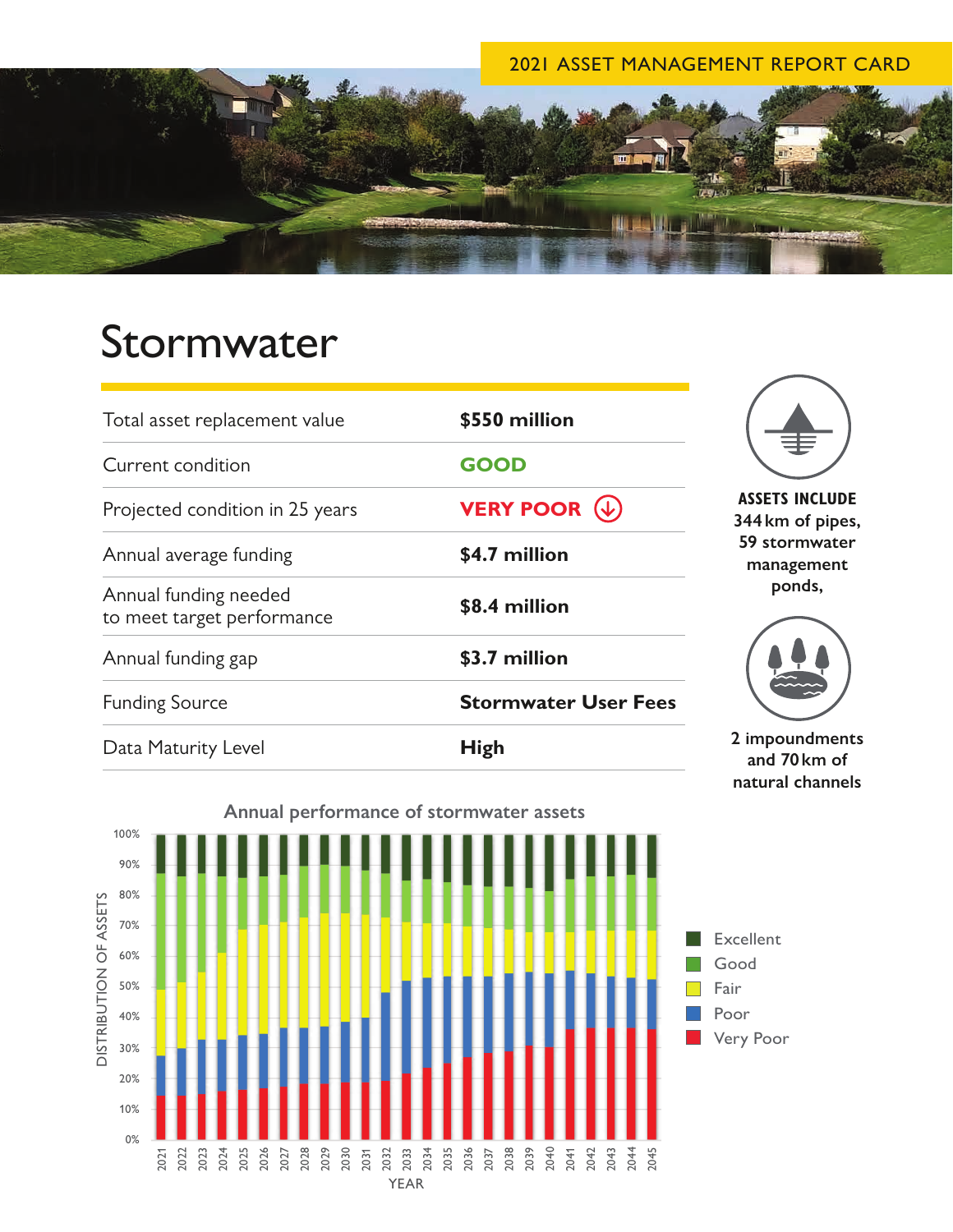2021 ASSET MANAGEMENT REPORT CARD

# Stormwater

| | |
|---|---|
| Total asset replacement value | **$550 million** |
| Current condition | **GOOD** |
| Projected condition in 25 years | **VERY POOR** ↓ |
| Annual average funding | **$4.7 million** |
| Annual funding needed to meet target performance | **$8.4 million** |
| Annual funding gap | **$3.7 million** |
| Funding Source | **Stormwater User Fees** |
| Data Maturity Level | **High** |

**ASSETS INCLUDE**
**344 km of pipes, 59 stormwater management ponds,**

**2 impoundments and 70 km of natural channels**

**Annual performance of stormwater assets**

DISTRIBUTION OF ASSETS (0%–100%) by YEAR (2021–2045)

Legend: Excellent, Good, Fair, Poor, Very Poor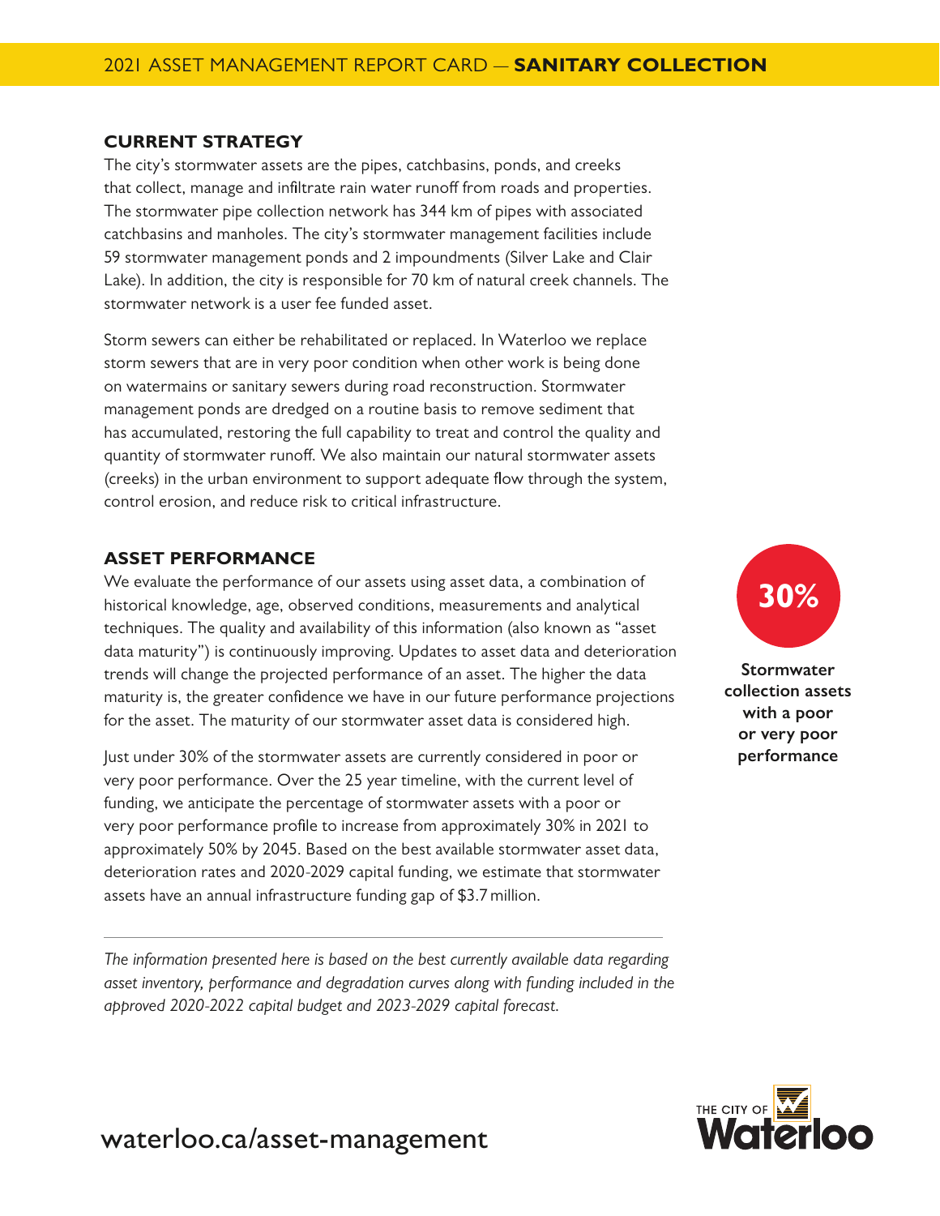## CURRENT STRATEGY

The city's stormwater assets are the pipes, catchbasins, ponds, and creeks that collect, manage and infiltrate rain water runoff from roads and properties. The stormwater pipe collection network has 344 km of pipes with associated catchbasins and manholes. The city's stormwater management facilities include 59 stormwater management ponds and 2 impoundments (Silver Lake and Clair Lake). In addition, the city is responsible for 70 km of natural creek channels. The stormwater network is a user fee funded asset.

Storm sewers can either be rehabilitated or replaced. In Waterloo we replace storm sewers that are in very poor condition when other work is being done on watermains or sanitary sewers during road reconstruction. Stormwater management ponds are dredged on a routine basis to remove sediment that has accumulated, restoring the full capability to treat and control the quality and quantity of stormwater runoff. We also maintain our natural stormwater assets (creeks) in the urban environment to support adequate flow through the system, control erosion, and reduce risk to critical infrastructure.

## ASSET PERFORMANCE

We evaluate the performance of our assets using asset data, a combination of historical knowledge, age, observed conditions, measurements and analytical techniques. The quality and availability of this information (also known as "asset data maturity") is continuously improving. Updates to asset data and deterioration trends will change the projected performance of an asset. The higher the data maturity is, the greater confidence we have in our future performance projections for the asset. The maturity of our stormwater asset data is considered high.

Just under 30% of the stormwater assets are currently considered in poor or very poor performance. Over the 25 year timeline, with the current level of funding, we anticipate the percentage of stormwater assets with a poor or very poor performance profile to increase from approximately 30% in 2021 to approximately 50% by 2045. Based on the best available stormwater asset data, deterioration rates and 2020-2029 capital funding, we estimate that stormwater assets have an annual infrastructure funding gap of $3.7 million.

**30%**

**Stormwater collection assets with a poor or very poor performance**

---

*The information presented here is based on the best currently available data regarding asset inventory, performance and degradation curves along with funding included in the approved 2020-2022 capital budget and 2023-2029 capital forecast.*

waterloo.ca/asset-management

THE CITY OF Waterloo